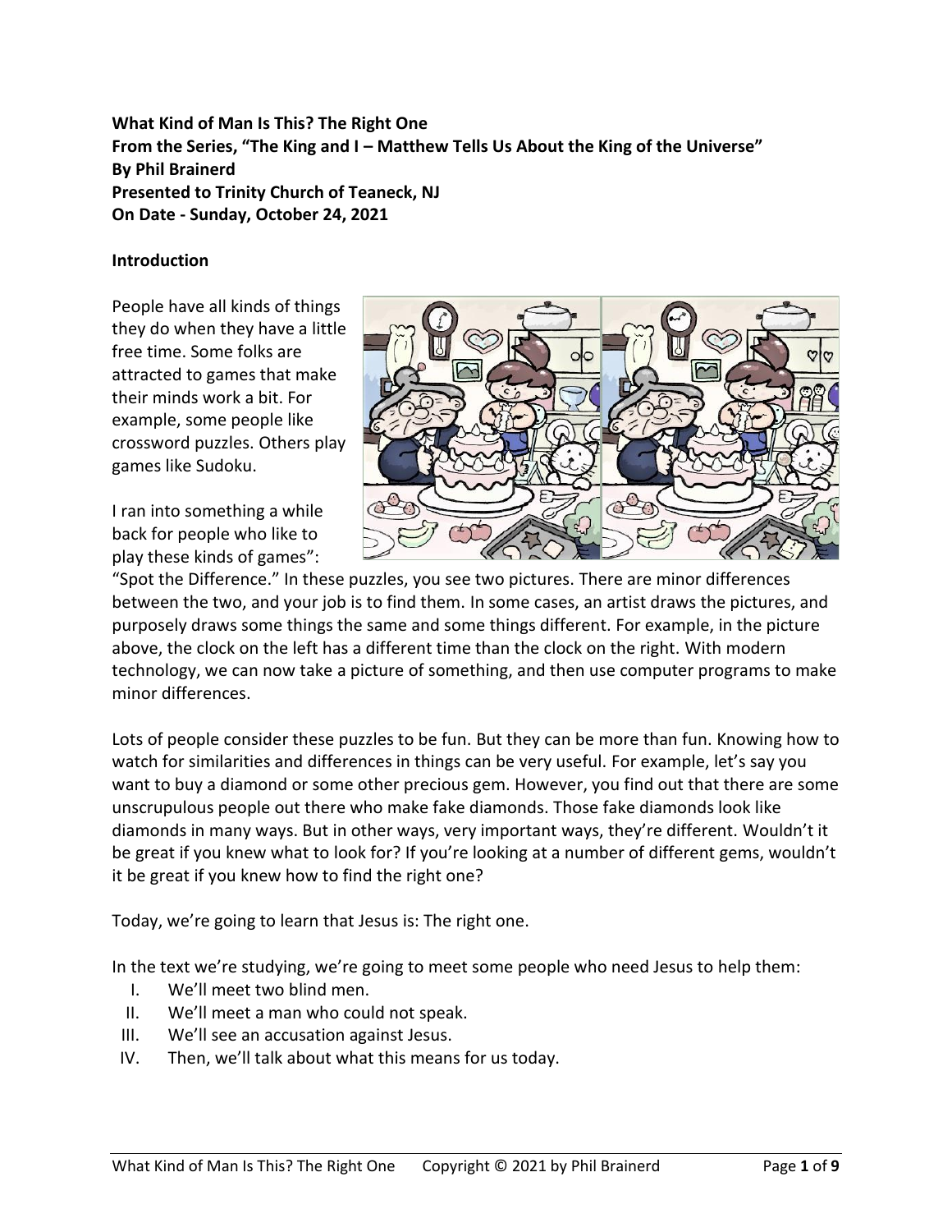**What Kind of Man Is This? The Right One**
**From the Series, "The King and I – Matthew Tells Us About the King of the Universe"**
**By Phil Brainerd**
**Presented to Trinity Church of Teaneck, NJ**
**On Date - Sunday, October 24, 2021**

## Introduction

People have all kinds of things they do when they have a little free time. Some folks are attracted to games that make their minds work a bit. For example, some people like crossword puzzles. Others play games like Sudoku.

I ran into something a while back for people who like to play these kinds of games": "Spot the Difference." In these puzzles, you see two pictures. There are minor differences between the two, and your job is to find them. In some cases, an artist draws the pictures, and purposely draws some things the same and some things different. For example, in the picture above, the clock on the left has a different time than the clock on the right. With modern technology, we can now take a picture of something, and then use computer programs to make minor differences.

Lots of people consider these puzzles to be fun. But they can be more than fun. Knowing how to watch for similarities and differences in things can be very useful. For example, let's say you want to buy a diamond or some other precious gem. However, you find out that there are some unscrupulous people out there who make fake diamonds. Those fake diamonds look like diamonds in many ways. But in other ways, very important ways, they're different. Wouldn't it be great if you knew what to look for? If you're looking at a number of different gems, wouldn't it be great if you knew how to find the right one?

Today, we're going to learn that Jesus is: The right one.

In the text we're studying, we're going to meet some people who need Jesus to help them:

I. We'll meet two blind men.
II. We'll meet a man who could not speak.
III. We'll see an accusation against Jesus.
IV. Then, we'll talk about what this means for us today.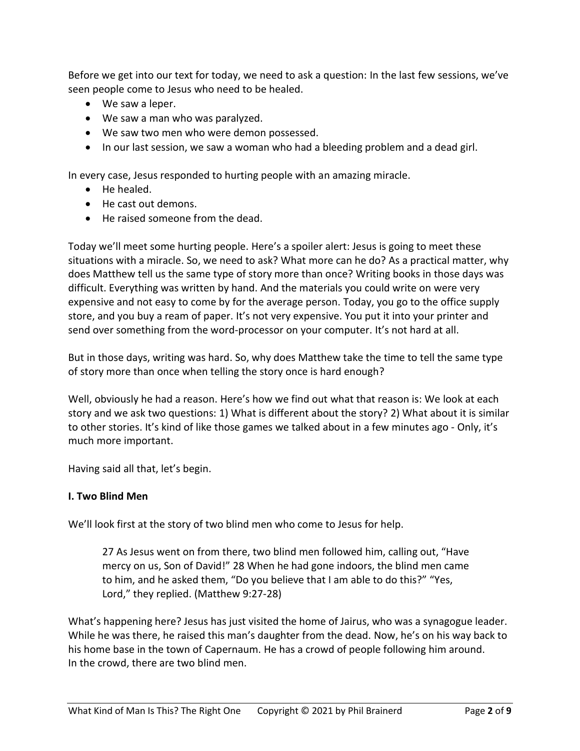Before we get into our text for today, we need to ask a question: In the last few sessions, we've seen people come to Jesus who need to be healed.

- We saw a leper.
- We saw a man who was paralyzed.
- We saw two men who were demon possessed.
- In our last session, we saw a woman who had a bleeding problem and a dead girl.

In every case, Jesus responded to hurting people with an amazing miracle.

- He healed.
- He cast out demons.
- He raised someone from the dead.

Today we'll meet some hurting people. Here's a spoiler alert: Jesus is going to meet these situations with a miracle. So, we need to ask? What more can he do? As a practical matter, why does Matthew tell us the same type of story more than once? Writing books in those days was difficult. Everything was written by hand. And the materials you could write on were very expensive and not easy to come by for the average person. Today, you go to the office supply store, and you buy a ream of paper. It's not very expensive. You put it into your printer and send over something from the word-processor on your computer. It's not hard at all.

But in those days, writing was hard. So, why does Matthew take the time to tell the same type of story more than once when telling the story once is hard enough?

Well, obviously he had a reason. Here's how we find out what that reason is: We look at each story and we ask two questions: 1) What is different about the story? 2) What about it is similar to other stories. It's kind of like those games we talked about in a few minutes ago - Only, it's much more important.

Having said all that, let's begin.

**I. Two Blind Men**

We'll look first at the story of two blind men who come to Jesus for help.

> 27 As Jesus went on from there, two blind men followed him, calling out, "Have mercy on us, Son of David!" 28 When he had gone indoors, the blind men came to him, and he asked them, "Do you believe that I am able to do this?" "Yes, Lord," they replied. (Matthew 9:27-28)

What's happening here? Jesus has just visited the home of Jairus, who was a synagogue leader. While he was there, he raised this man's daughter from the dead. Now, he's on his way back to his home base in the town of Capernaum. He has a crowd of people following him around. In the crowd, there are two blind men.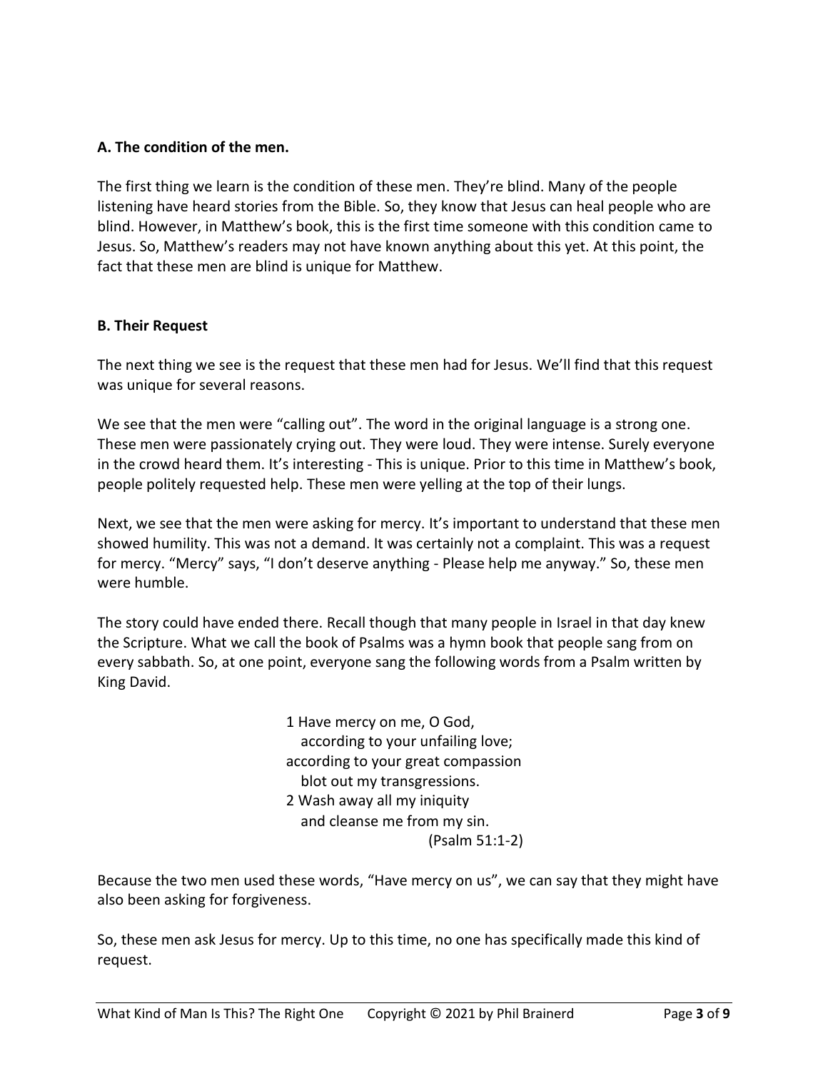**A. The condition of the men.**

The first thing we learn is the condition of these men. They're blind. Many of the people listening have heard stories from the Bible. So, they know that Jesus can heal people who are blind. However, in Matthew's book, this is the first time someone with this condition came to Jesus. So, Matthew's readers may not have known anything about this yet. At this point, the fact that these men are blind is unique for Matthew.

**B. Their Request**

The next thing we see is the request that these men had for Jesus. We'll find that this request was unique for several reasons.

We see that the men were "calling out". The word in the original language is a strong one. These men were passionately crying out. They were loud. They were intense. Surely everyone in the crowd heard them. It's interesting - This is unique. Prior to this time in Matthew's book, people politely requested help. These men were yelling at the top of their lungs.

Next, we see that the men were asking for mercy. It's important to understand that these men showed humility. This was not a demand. It was certainly not a complaint. This was a request for mercy. "Mercy" says, "I don't deserve anything - Please help me anyway." So, these men were humble.

The story could have ended there. Recall though that many people in Israel in that day knew the Scripture. What we call the book of Psalms was a hymn book that people sang from on every sabbath. So, at one point, everyone sang the following words from a Psalm written by King David.

> 1 Have mercy on me, O God,
> according to your unfailing love;
> according to your great compassion
> blot out my transgressions.
> 2 Wash away all my iniquity
> and cleanse me from my sin.
> (Psalm 51:1-2)

Because the two men used these words, "Have mercy on us", we can say that they might have also been asking for forgiveness.

So, these men ask Jesus for mercy. Up to this time, no one has specifically made this kind of request.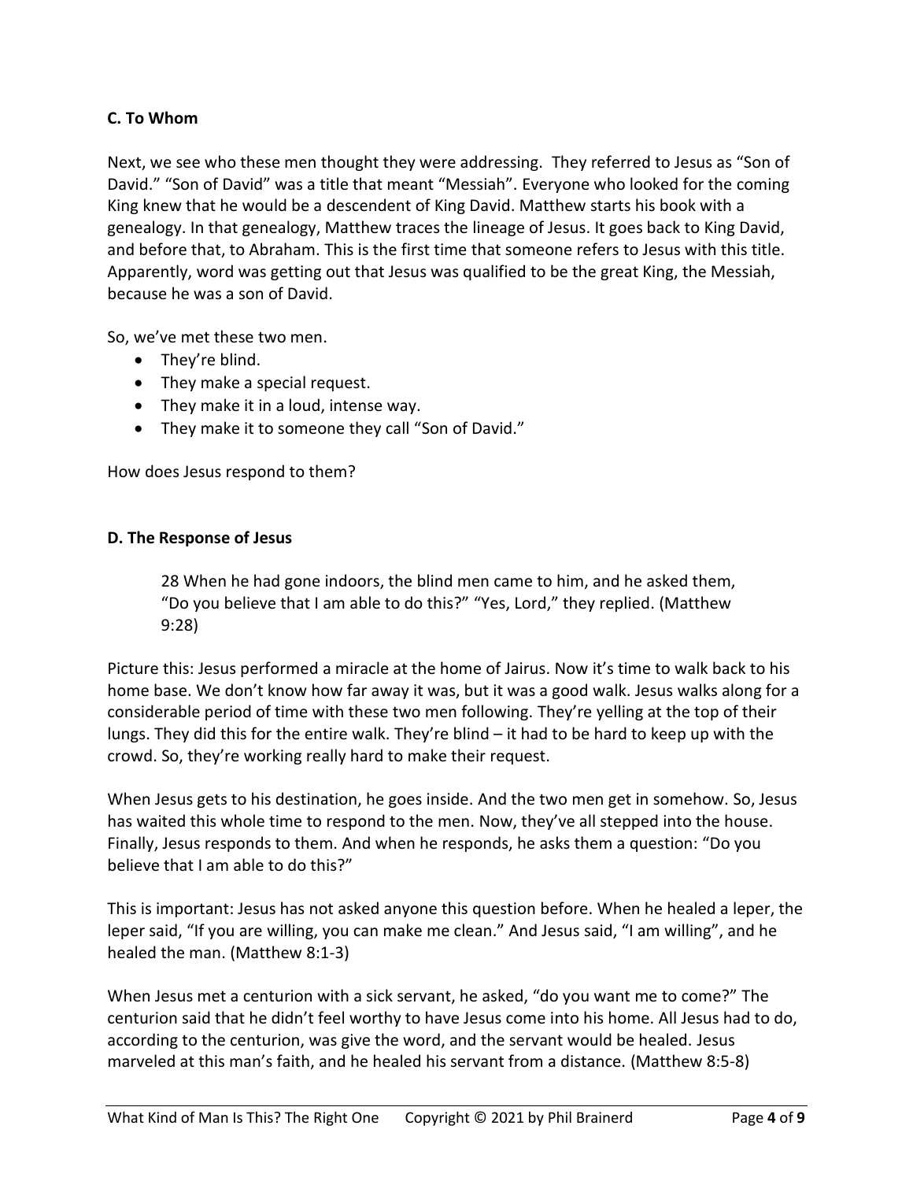### C. To Whom

Next, we see who these men thought they were addressing. They referred to Jesus as "Son of David." "Son of David" was a title that meant "Messiah". Everyone who looked for the coming King knew that he would be a descendent of King David. Matthew starts his book with a genealogy. In that genealogy, Matthew traces the lineage of Jesus. It goes back to King David, and before that, to Abraham. This is the first time that someone refers to Jesus with this title. Apparently, word was getting out that Jesus was qualified to be the great King, the Messiah, because he was a son of David.

So, we've met these two men.

- They're blind.
- They make a special request.
- They make it in a loud, intense way.
- They make it to someone they call "Son of David."

How does Jesus respond to them?

### D. The Response of Jesus

> 28 When he had gone indoors, the blind men came to him, and he asked them, "Do you believe that I am able to do this?" "Yes, Lord," they replied. (Matthew 9:28)

Picture this: Jesus performed a miracle at the home of Jairus. Now it's time to walk back to his home base. We don't know how far away it was, but it was a good walk. Jesus walks along for a considerable period of time with these two men following. They're yelling at the top of their lungs. They did this for the entire walk. They're blind – it had to be hard to keep up with the crowd. So, they're working really hard to make their request.

When Jesus gets to his destination, he goes inside. And the two men get in somehow. So, Jesus has waited this whole time to respond to the men. Now, they've all stepped into the house. Finally, Jesus responds to them. And when he responds, he asks them a question: "Do you believe that I am able to do this?"

This is important: Jesus has not asked anyone this question before. When he healed a leper, the leper said, "If you are willing, you can make me clean." And Jesus said, "I am willing", and he healed the man. (Matthew 8:1-3)

When Jesus met a centurion with a sick servant, he asked, "do you want me to come?" The centurion said that he didn't feel worthy to have Jesus come into his home. All Jesus had to do, according to the centurion, was give the word, and the servant would be healed. Jesus marveled at this man's faith, and he healed his servant from a distance. (Matthew 8:5-8)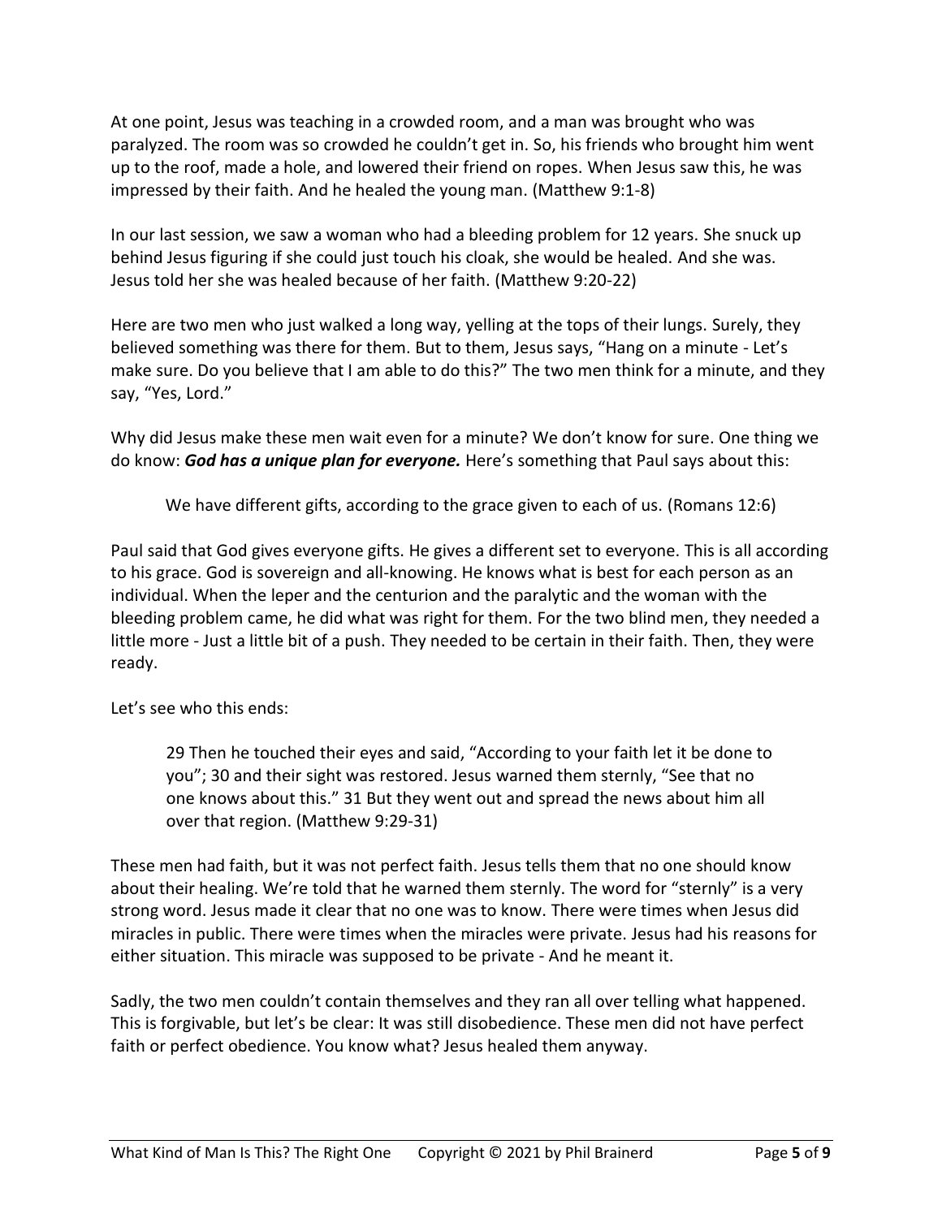At one point, Jesus was teaching in a crowded room, and a man was brought who was paralyzed. The room was so crowded he couldn't get in. So, his friends who brought him went up to the roof, made a hole, and lowered their friend on ropes. When Jesus saw this, he was impressed by their faith. And he healed the young man. (Matthew 9:1-8)

In our last session, we saw a woman who had a bleeding problem for 12 years. She snuck up behind Jesus figuring if she could just touch his cloak, she would be healed. And she was. Jesus told her she was healed because of her faith. (Matthew 9:20-22)

Here are two men who just walked a long way, yelling at the tops of their lungs. Surely, they believed something was there for them. But to them, Jesus says, "Hang on a minute - Let's make sure. Do you believe that I am able to do this?" The two men think for a minute, and they say, "Yes, Lord."

Why did Jesus make these men wait even for a minute? We don't know for sure. One thing we do know: ***God has a unique plan for everyone.*** Here's something that Paul says about this:

> We have different gifts, according to the grace given to each of us. (Romans 12:6)

Paul said that God gives everyone gifts. He gives a different set to everyone. This is all according to his grace. God is sovereign and all-knowing. He knows what is best for each person as an individual. When the leper and the centurion and the paralytic and the woman with the bleeding problem came, he did what was right for them. For the two blind men, they needed a little more - Just a little bit of a push. They needed to be certain in their faith. Then, they were ready.

Let's see who this ends:

> 29 Then he touched their eyes and said, "According to your faith let it be done to you"; 30 and their sight was restored. Jesus warned them sternly, "See that no one knows about this." 31 But they went out and spread the news about him all over that region. (Matthew 9:29-31)

These men had faith, but it was not perfect faith. Jesus tells them that no one should know about their healing. We're told that he warned them sternly. The word for "sternly" is a very strong word. Jesus made it clear that no one was to know. There were times when Jesus did miracles in public. There were times when the miracles were private. Jesus had his reasons for either situation. This miracle was supposed to be private - And he meant it.

Sadly, the two men couldn't contain themselves and they ran all over telling what happened. This is forgivable, but let's be clear: It was still disobedience. These men did not have perfect faith or perfect obedience. You know what? Jesus healed them anyway.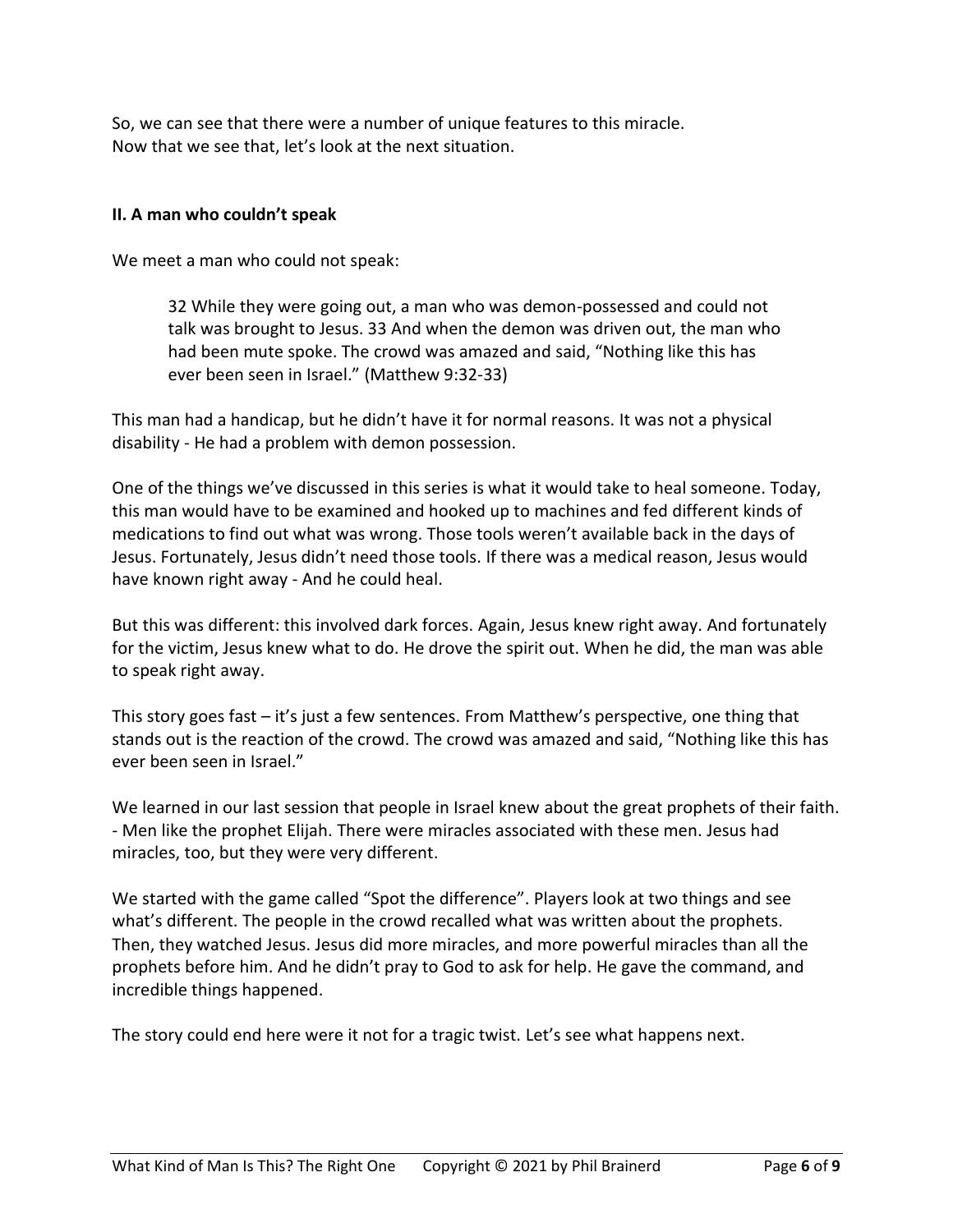So, we can see that there were a number of unique features to this miracle.
Now that we see that, let's look at the next situation.

**II. A man who couldn't speak**

We meet a man who could not speak:

> 32 While they were going out, a man who was demon-possessed and could not talk was brought to Jesus. 33 And when the demon was driven out, the man who had been mute spoke. The crowd was amazed and said, "Nothing like this has ever been seen in Israel." (Matthew 9:32-33)

This man had a handicap, but he didn't have it for normal reasons. It was not a physical disability - He had a problem with demon possession.

One of the things we've discussed in this series is what it would take to heal someone. Today, this man would have to be examined and hooked up to machines and fed different kinds of medications to find out what was wrong. Those tools weren't available back in the days of Jesus. Fortunately, Jesus didn't need those tools. If there was a medical reason, Jesus would have known right away - And he could heal.

But this was different: this involved dark forces. Again, Jesus knew right away. And fortunately for the victim, Jesus knew what to do. He drove the spirit out. When he did, the man was able to speak right away.

This story goes fast – it's just a few sentences. From Matthew's perspective, one thing that stands out is the reaction of the crowd. The crowd was amazed and said, "Nothing like this has ever been seen in Israel."

We learned in our last session that people in Israel knew about the great prophets of their faith. - Men like the prophet Elijah. There were miracles associated with these men. Jesus had miracles, too, but they were very different.

We started with the game called "Spot the difference". Players look at two things and see what's different. The people in the crowd recalled what was written about the prophets. Then, they watched Jesus. Jesus did more miracles, and more powerful miracles than all the prophets before him. And he didn't pray to God to ask for help. He gave the command, and incredible things happened.

The story could end here were it not for a tragic twist. Let's see what happens next.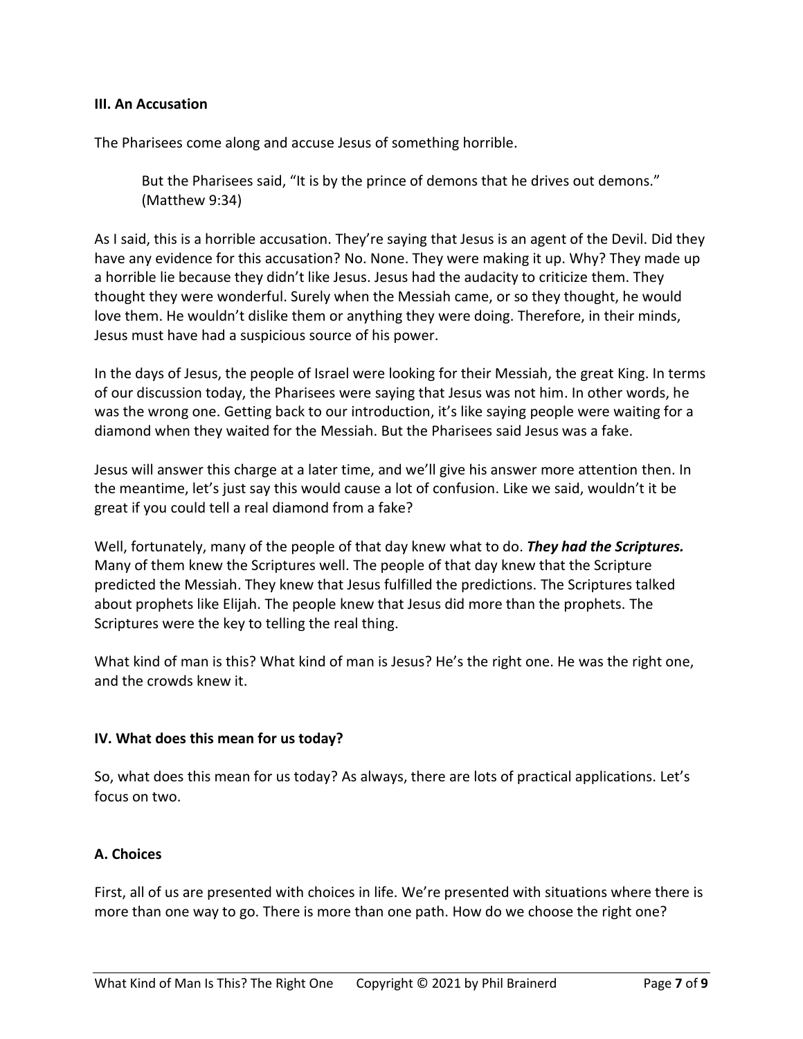### III. An Accusation

The Pharisees come along and accuse Jesus of something horrible.

> But the Pharisees said, "It is by the prince of demons that he drives out demons." (Matthew 9:34)

As I said, this is a horrible accusation. They're saying that Jesus is an agent of the Devil. Did they have any evidence for this accusation? No. None. They were making it up. Why? They made up a horrible lie because they didn't like Jesus. Jesus had the audacity to criticize them. They thought they were wonderful. Surely when the Messiah came, or so they thought, he would love them. He wouldn't dislike them or anything they were doing. Therefore, in their minds, Jesus must have had a suspicious source of his power.

In the days of Jesus, the people of Israel were looking for their Messiah, the great King. In terms of our discussion today, the Pharisees were saying that Jesus was not him. In other words, he was the wrong one. Getting back to our introduction, it's like saying people were waiting for a diamond when they waited for the Messiah. But the Pharisees said Jesus was a fake.

Jesus will answer this charge at a later time, and we'll give his answer more attention then. In the meantime, let's just say this would cause a lot of confusion. Like we said, wouldn't it be great if you could tell a real diamond from a fake?

Well, fortunately, many of the people of that day knew what to do. ***They had the Scriptures.*** Many of them knew the Scriptures well. The people of that day knew that the Scripture predicted the Messiah. They knew that Jesus fulfilled the predictions. The Scriptures talked about prophets like Elijah. The people knew that Jesus did more than the prophets. The Scriptures were the key to telling the real thing.

What kind of man is this? What kind of man is Jesus? He's the right one. He was the right one, and the crowds knew it.

### IV. What does this mean for us today?

So, what does this mean for us today? As always, there are lots of practical applications. Let's focus on two.

#### A. Choices

First, all of us are presented with choices in life. We're presented with situations where there is more than one way to go. There is more than one path. How do we choose the right one?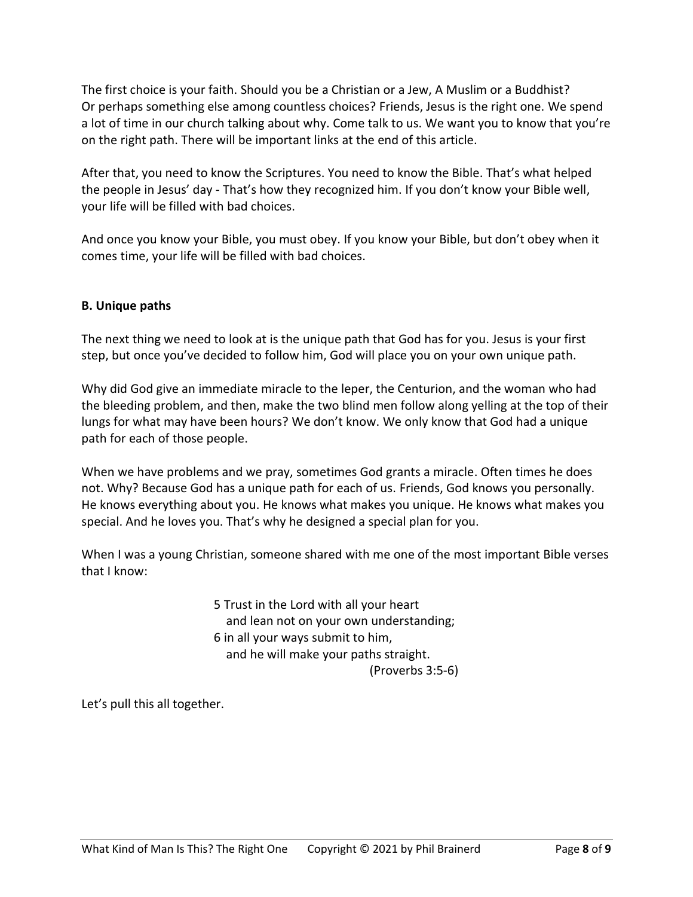The first choice is your faith. Should you be a Christian or a Jew, A Muslim or a Buddhist? Or perhaps something else among countless choices? Friends, Jesus is the right one. We spend a lot of time in our church talking about why. Come talk to us. We want you to know that you're on the right path. There will be important links at the end of this article.

After that, you need to know the Scriptures. You need to know the Bible. That's what helped the people in Jesus' day - That's how they recognized him. If you don't know your Bible well, your life will be filled with bad choices.

And once you know your Bible, you must obey. If you know your Bible, but don't obey when it comes time, your life will be filled with bad choices.

### B. Unique paths

The next thing we need to look at is the unique path that God has for you. Jesus is your first step, but once you've decided to follow him, God will place you on your own unique path.

Why did God give an immediate miracle to the leper, the Centurion, and the woman who had the bleeding problem, and then, make the two blind men follow along yelling at the top of their lungs for what may have been hours? We don't know. We only know that God had a unique path for each of those people.

When we have problems and we pray, sometimes God grants a miracle. Often times he does not. Why? Because God has a unique path for each of us. Friends, God knows you personally. He knows everything about you. He knows what makes you unique. He knows what makes you special. And he loves you. That's why he designed a special plan for you.

When I was a young Christian, someone shared with me one of the most important Bible verses that I know:

> 5 Trust in the Lord with all your heart
> and lean not on your own understanding;
> 6 in all your ways submit to him,
> and he will make your paths straight.
> (Proverbs 3:5-6)

Let's pull this all together.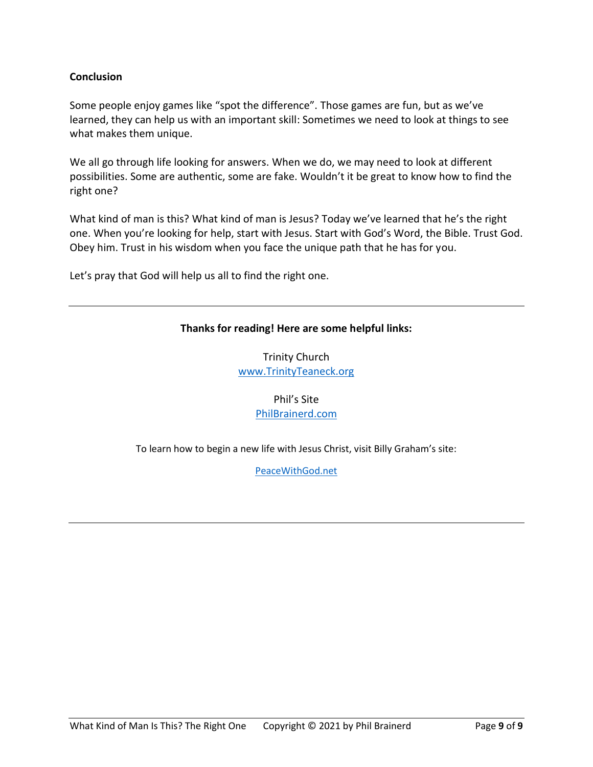**Conclusion**

Some people enjoy games like "spot the difference". Those games are fun, but as we've learned, they can help us with an important skill: Sometimes we need to look at things to see what makes them unique.

We all go through life looking for answers. When we do, we may need to look at different possibilities. Some are authentic, some are fake. Wouldn't it be great to know how to find the right one?

What kind of man is this? What kind of man is Jesus? Today we've learned that he's the right one. When you're looking for help, start with Jesus. Start with God's Word, the Bible. Trust God. Obey him. Trust in his wisdom when you face the unique path that he has for you.

Let's pray that God will help us all to find the right one.

---

**Thanks for reading! Here are some helpful links:**

Trinity Church
[www.TrinityTeaneck.org](http://www.TrinityTeaneck.org)

Phil's Site
[PhilBrainerd.com](http://PhilBrainerd.com)

To learn how to begin a new life with Jesus Christ, visit Billy Graham's site:

[PeaceWithGod.net](http://PeaceWithGod.net)

---